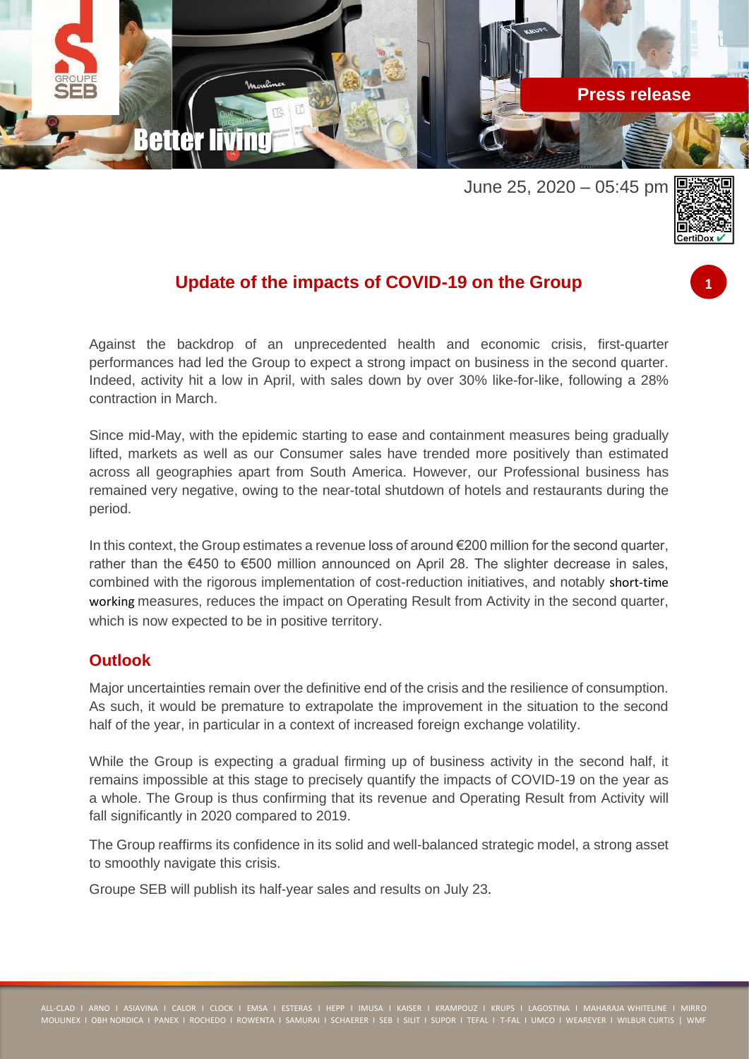Press release

June 25, 2020 – 05:45 pm

## Update of the impacts of COVID-19 on the Group

Against the backdrop of an unprecedented health and economic crisis, first-quarter performances had led the Group to expect a strong impact on business in the second quarter. Indeed, activity hit a low in April, with sales down by over 30% like-for-like, following a 28% contraction in March.

Since mid-May, with the epidemic starting to ease and containment measures being gradually lifted, markets as well as our Consumer sales have trended more positively than estimated across all geographies apart from South America. However, our Professional business has remained very negative, owing to the near-total shutdown of hotels and restaurants during the period.

In this context, the Group estimates a revenue loss of around €200 million for the second quarter, rather than the €450 to €500 million announced on April 28. The slighter decrease in sales, combined with the rigorous implementation of cost-reduction initiatives, and notably short-time working measures, reduces the impact on Operating Result from Activity in the second quarter, which is now expected to be in positive territory.

### Outlook

Major uncertainties remain over the definitive end of the crisis and the resilience of consumption. As such, it would be premature to extrapolate the improvement in the situation to the second half of the year, in particular in a context of increased foreign exchange volatility.

While the Group is expecting a gradual firming up of business activity in the second half, it remains impossible at this stage to precisely quantify the impacts of COVID-19 on the year as a whole. The Group is thus confirming that its revenue and Operating Result from Activity will fall significantly in 2020 compared to 2019.

The Group reaffirms its confidence in its solid and well-balanced strategic model, a strong asset to smoothly navigate this crisis.

Groupe SEB will publish its half-year sales and results on July 23.

ALL-CLAD I ARNO I ASIAVINA I CALOR I CLOCK I EMSA I ESTERAS I HEPP I IMUSA I KAISER I KRAMPOUZ I KRUPS I LAGOSTINA I MAHARAJA WHITELINE I MIRRO MOULINEX I OBH NORDICA I PANEX I ROCHEDO I ROWENTA I SAMURAI I SCHAERER I SEB I SILIT I SUPOR I TEFAL I T-FAL I UMCO I WEAREVER I WILBUR CURTIS | WMF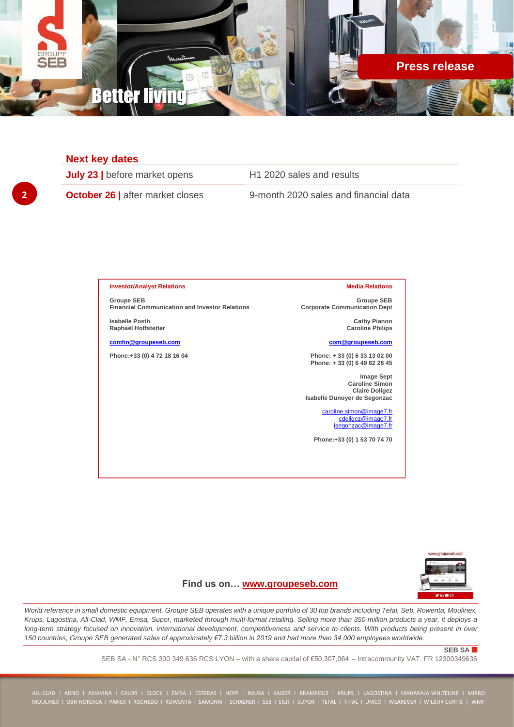## Next key dates

| | |
|---|---|
| **July 23 \|** before market opens | H1 2020 sales and results |
| **October 26 \|** after market closes | 9-month 2020 sales and financial data |

**Investor/Analyst Relations**

**Groupe SEB**
**Financial Communication and Investor Relations**

**Isabelle Posth**
**Raphaël Hoffstetter**

**comfin@groupeseb.com**

**Phone:+33 (0) 4 72 18 16 04**

**Media Relations**

**Groupe SEB**
**Corporate Communication Dept**

**Cathy Pianon**
**Caroline Philips**

**com@groupeseb.com**

**Phone: + 33 (0) 6 33 13 02 00**
**Phone: + 33 (0) 6 49 82 28 45**

**Image Sept**
**Caroline Simon**
**Claire Doligez**
**Isabelle Dunoyer de Segonzac**

caroline.simon@image7.fr
cdoligez@image7.fr
isegonzac@image7.fr

**Phone:+33 (0) 1 53 70 74 70**

**Find us on… www.groupeseb.com**

*World reference in small domestic equipment, Groupe SEB operates with a unique portfolio of 30 top brands including Tefal, Seb, Rowenta, Moulinex, Krups, Lagostina, All-Clad, WMF, Emsa, Supor, marketed through multi-format retailing. Selling more than 350 million products a year, it deploys a long-term strategy focused on innovation, international development, competitiveness and service to clients. With products being present in over 150 countries, Groupe SEB generated sales of approximately €7.3 billion in 2019 and had more than 34,000 employees worldwide.*

**SEB SA**

SEB SA - N° RCS 300 349 636 RCS LYON – with a share capital of €50,307,064 – Intracommunity VAT: FR 12300349636

ALL-CLAD I ARNO I ASIAVINA I CALOR I CLOCK I EMSA I ESTERAS I HEPP I IMUSA I KAISER I KRAMPOUZ I KRUPS I LAGOSTINA I MAHARAJA WHITELINE I MIRRO MOULINEX I OBH NORDICA I PANEX I ROCHEDO I ROWENTA I SAMURAI I SCHAERER I SEB I SILIT I SUPOR I TEFAL I T-FAL I UMCO I WEAREVER I WILBUR CURTIS | WMF